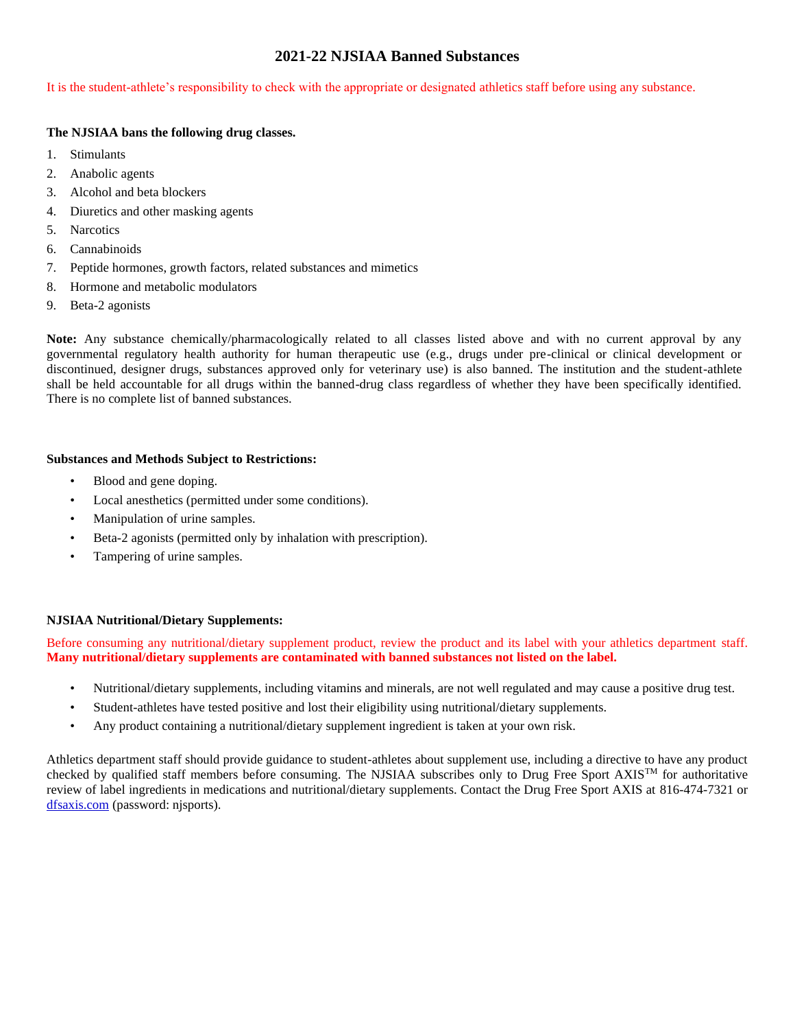# 2021-22 NJSIAA Banned Substances

It is the student-athlete's responsibility to check with the appropriate or designated athletics staff before using any substance.

**The NJSIAA bans the following drug classes.**

1. Stimulants
2. Anabolic agents
3. Alcohol and beta blockers
4. Diuretics and other masking agents
5. Narcotics
6. Cannabinoids
7. Peptide hormones, growth factors, related substances and mimetics
8. Hormone and metabolic modulators
9. Beta-2 agonists

**Note:** Any substance chemically/pharmacologically related to all classes listed above and with no current approval by any governmental regulatory health authority for human therapeutic use (e.g., drugs under pre-clinical or clinical development or discontinued, designer drugs, substances approved only for veterinary use) is also banned. The institution and the student-athlete shall be held accountable for all drugs within the banned-drug class regardless of whether they have been specifically identified. There is no complete list of banned substances.

**Substances and Methods Subject to Restrictions:**

- Blood and gene doping.
- Local anesthetics (permitted under some conditions).
- Manipulation of urine samples.
- Beta-2 agonists (permitted only by inhalation with prescription).
- Tampering of urine samples.

**NJSIAA Nutritional/Dietary Supplements:**

Before consuming any nutritional/dietary supplement product, review the product and its label with your athletics department staff. **Many nutritional/dietary supplements are contaminated with banned substances not listed on the label.**

- Nutritional/dietary supplements, including vitamins and minerals, are not well regulated and may cause a positive drug test.
- Student-athletes have tested positive and lost their eligibility using nutritional/dietary supplements.
- Any product containing a nutritional/dietary supplement ingredient is taken at your own risk.

Athletics department staff should provide guidance to student-athletes about supplement use, including a directive to have any product checked by qualified staff members before consuming. The NJSIAA subscribes only to Drug Free Sport AXIS™ for authoritative review of label ingredients in medications and nutritional/dietary supplements. Contact the Drug Free Sport AXIS at 816-474-7321 or [dfsaxis.com](dfsaxis.com) (password: njsports).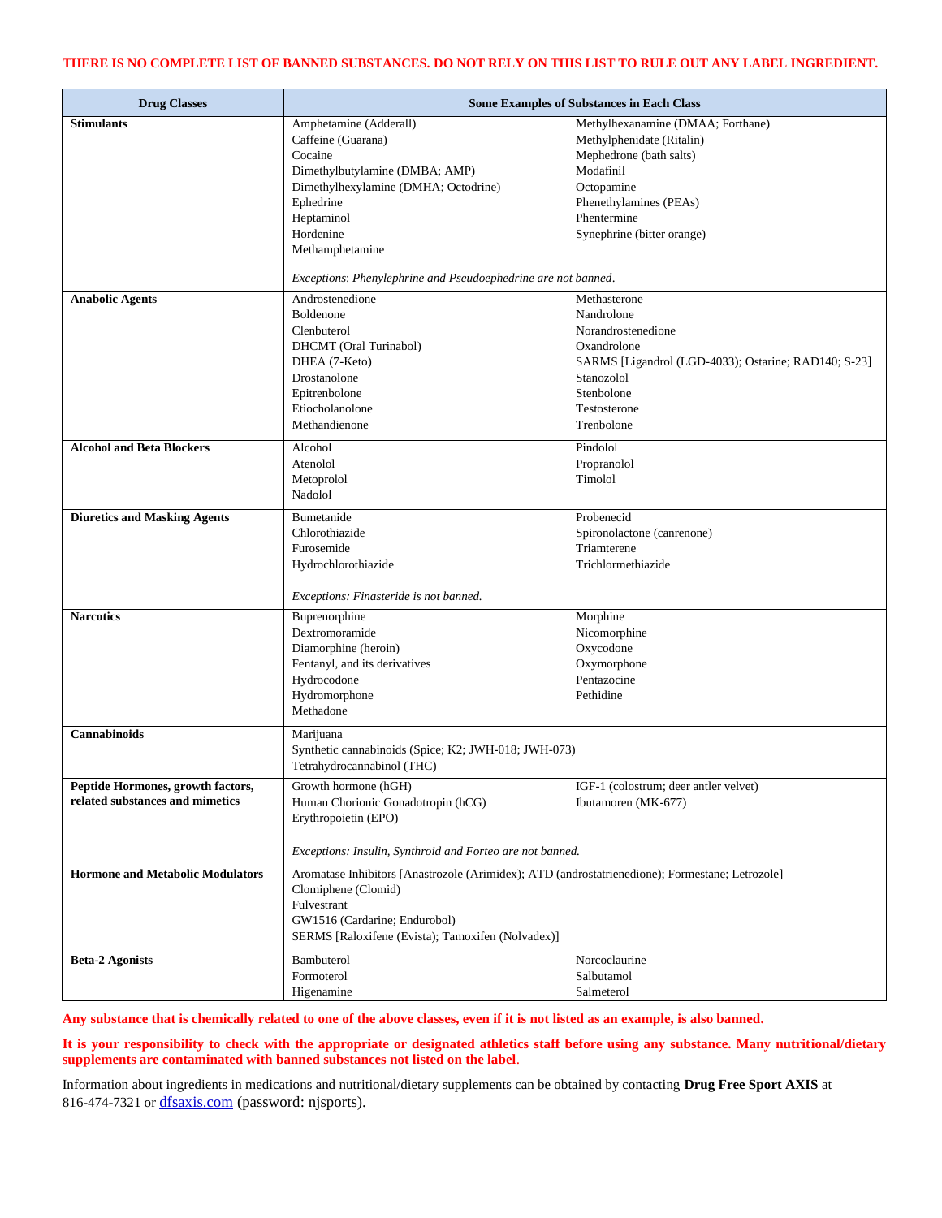**THERE IS NO COMPLETE LIST OF BANNED SUBSTANCES. DO NOT RELY ON THIS LIST TO RULE OUT ANY LABEL INGREDIENT.**

| Drug Classes | Some Examples of Substances in Each Class | |
|---|---|---|
| **Stimulants** | Amphetamine (Adderall)<br>Caffeine (Guarana)<br>Cocaine<br>Dimethylbutylamine (DMBA; AMP)<br>Dimethylhexylamine (DMHA; Octodrine)<br>Ephedrine<br>Heptaminol<br>Hordenine<br>Methamphetamine<br><br>*Exceptions: Phenylephrine and Pseudoephedrine are not banned.* | Methylhexanamine (DMAA; Forthane)<br>Methylphenidate (Ritalin)<br>Mephedrone (bath salts)<br>Modafinil<br>Octopamine<br>Phenethylamines (PEAs)<br>Phentermine<br>Synephrine (bitter orange) |
| **Anabolic Agents** | Androstenedione<br>Boldenone<br>Clenbuterol<br>DHCMT (Oral Turinabol)<br>DHEA (7-Keto)<br>Drostanolone<br>Epitrenbolone<br>Etiocholanolone<br>Methandienone | Methasterone<br>Nandrolone<br>Norandrostenedione<br>Oxandrolone<br>SARMS [Ligandrol (LGD-4033); Ostarine; RAD140; S-23]<br>Stanozolol<br>Stenbolone<br>Testosterone<br>Trenbolone |
| **Alcohol and Beta Blockers** | Alcohol<br>Atenolol<br>Metoprolol<br>Nadolol | Pindolol<br>Propranolol<br>Timolol |
| **Diuretics and Masking Agents** | Bumetanide<br>Chlorothiazide<br>Furosemide<br>Hydrochlorothiazide<br><br>*Exceptions: Finasteride is not banned.* | Probenecid<br>Spironolactone (canrenone)<br>Triamterene<br>Trichlormethiazide |
| **Narcotics** | Buprenorphine<br>Dextromoramide<br>Diamorphine (heroin)<br>Fentanyl, and its derivatives<br>Hydrocodone<br>Hydromorphone<br>Methadone | Morphine<br>Nicomorphine<br>Oxycodone<br>Oxymorphone<br>Pentazocine<br>Pethidine |
| **Cannabinoids** | Marijuana<br>Synthetic cannabinoids (Spice; K2; JWH-018; JWH-073)<br>Tetrahydrocannabinol (THC) | |
| **Peptide Hormones, growth factors, related substances and mimetics** | Growth hormone (hGH)<br>Human Chorionic Gonadotropin (hCG)<br>Erythropoietin (EPO)<br><br>*Exceptions: Insulin, Synthroid and Forteo are not banned.* | IGF-1 (colostrum; deer antler velvet)<br>Ibutamoren (MK-677) |
| **Hormone and Metabolic Modulators** | Aromatase Inhibitors [Anastrozole (Arimidex); ATD (androstatrienedione); Formestane; Letrozole]<br>Clomiphene (Clomid)<br>Fulvestrant<br>GW1516 (Cardarine; Endurobol)<br>SERMS [Raloxifene (Evista); Tamoxifen (Nolvadex)] | |
| **Beta-2 Agonists** | Bambuterol<br>Formoterol<br>Higenamine | Norcoclaurine<br>Salbutamol<br>Salmeterol |

**Any substance that is chemically related to one of the above classes, even if it is not listed as an example, is also banned.**

**It is your responsibility to check with the appropriate or designated athletics staff before using any substance. Many nutritional/dietary supplements are contaminated with banned substances not listed on the label.**

Information about ingredients in medications and nutritional/dietary supplements can be obtained by contacting **Drug Free Sport AXIS** at 816-474-7321 or dfsaxis.com (password: njsports).